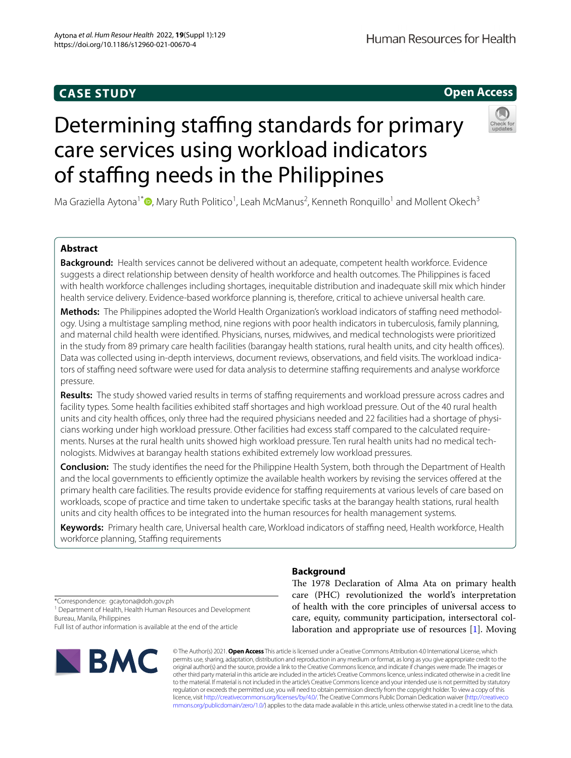CASE STUDY

Open Access

# Determining staffing standards for primary care services using workload indicators of staffing needs in the Philippines

Ma Graziella Aytona[1*], Mary Ruth Politico[1], Leah McManus[2], Kenneth Ronquillo[1] and Mollent Okech[3]

## Abstract

**Background:** Health services cannot be delivered without an adequate, competent health workforce. Evidence suggests a direct relationship between density of health workforce and health outcomes. The Philippines is faced with health workforce challenges including shortages, inequitable distribution and inadequate skill mix which hinder health service delivery. Evidence-based workforce planning is, therefore, critical to achieve universal health care.

**Methods:** The Philippines adopted the World Health Organization's workload indicators of staffing need methodology. Using a multistage sampling method, nine regions with poor health indicators in tuberculosis, family planning, and maternal child health were identified. Physicians, nurses, midwives, and medical technologists were prioritized in the study from 89 primary care health facilities (barangay health stations, rural health units, and city health offices). Data was collected using in-depth interviews, document reviews, observations, and field visits. The workload indicators of staffing need software were used for data analysis to determine staffing requirements and analyse workforce pressure.

**Results:** The study showed varied results in terms of staffing requirements and workload pressure across cadres and facility types. Some health facilities exhibited staff shortages and high workload pressure. Out of the 40 rural health units and city health offices, only three had the required physicians needed and 22 facilities had a shortage of physicians working under high workload pressure. Other facilities had excess staff compared to the calculated requirements. Nurses at the rural health units showed high workload pressure. Ten rural health units had no medical technologists. Midwives at barangay health stations exhibited extremely low workload pressures.

**Conclusion:** The study identifies the need for the Philippine Health System, both through the Department of Health and the local governments to efficiently optimize the available health workers by revising the services offered at the primary health care facilities. The results provide evidence for staffing requirements at various levels of care based on workloads, scope of practice and time taken to undertake specific tasks at the barangay health stations, rural health units and city health offices to be integrated into the human resources for health management systems.

**Keywords:** Primary health care, Universal health care, Workload indicators of staffing need, Health workforce, Health workforce planning, Staffing requirements

*Correspondence: gcaytona@doh.gov.ph
[1] Department of Health, Health Human Resources and Development Bureau, Manila, Philippines
Full list of author information is available at the end of the article

## Background

The 1978 Declaration of Alma Ata on primary health care (PHC) revolutionized the world's interpretation of health with the core principles of universal access to care, equity, community participation, intersectoral collaboration and appropriate use of resources [1]. Moving

© The Author(s) 2021. **Open Access** This article is licensed under a Creative Commons Attribution 4.0 International License, which permits use, sharing, adaptation, distribution and reproduction in any medium or format, as long as you give appropriate credit to the original author(s) and the source, provide a link to the Creative Commons licence, and indicate if changes were made. The images or other third party material in this article are included in the article's Creative Commons licence, unless indicated otherwise in a credit line to the material. If material is not included in the article's Creative Commons licence and your intended use is not permitted by statutory regulation or exceeds the permitted use, you will need to obtain permission directly from the copyright holder. To view a copy of this licence, visit http://creativecommons.org/licenses/by/4.0/. The Creative Commons Public Domain Dedication waiver (http://creativecommons.org/publicdomain/zero/1.0/) applies to the data made available in this article, unless otherwise stated in a credit line to the data.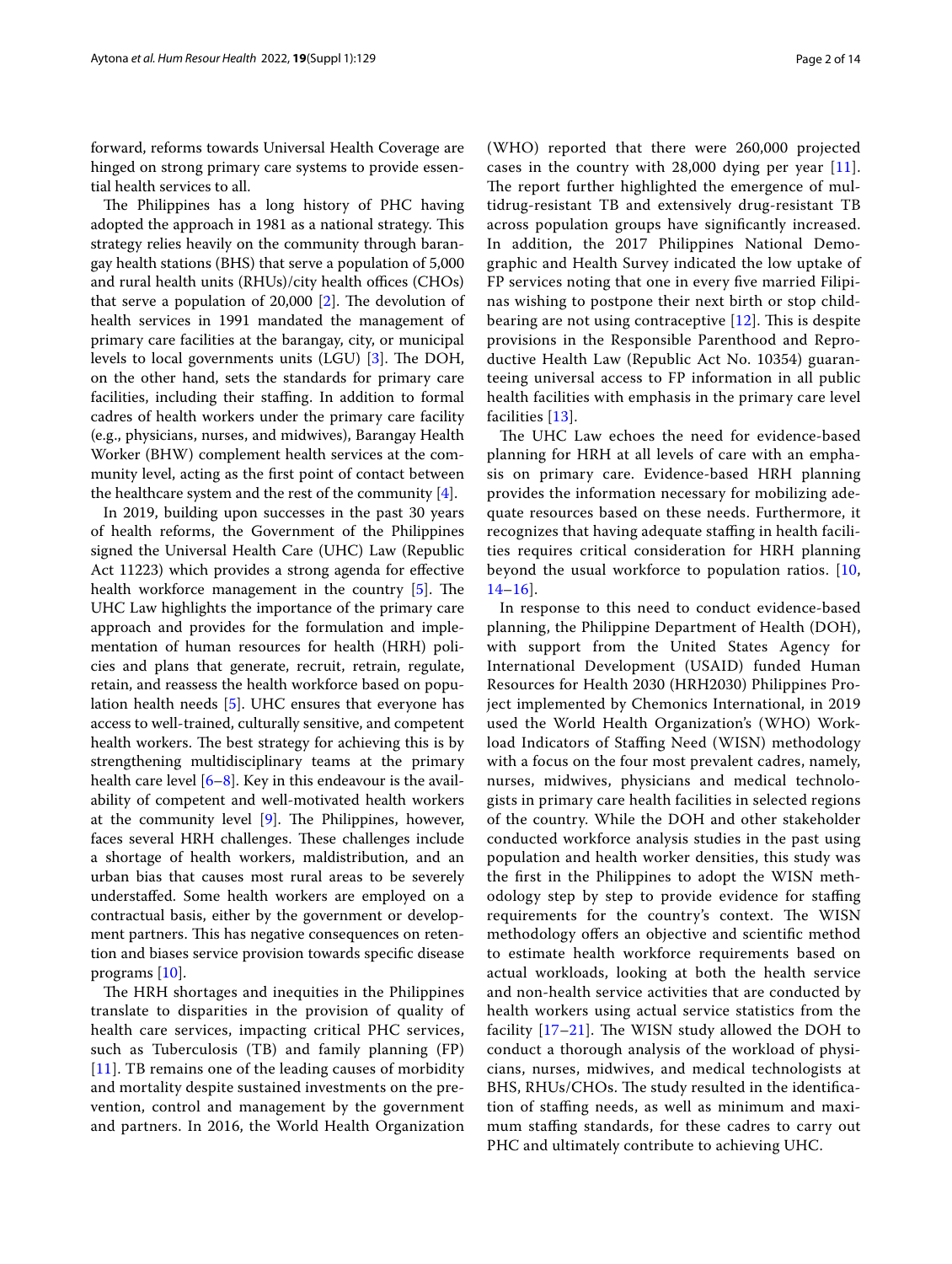forward, reforms towards Universal Health Coverage are hinged on strong primary care systems to provide essential health services to all.

The Philippines has a long history of PHC having adopted the approach in 1981 as a national strategy. This strategy relies heavily on the community through barangay health stations (BHS) that serve a population of 5,000 and rural health units (RHUs)/city health offices (CHOs) that serve a population of 20,000 [2]. The devolution of health services in 1991 mandated the management of primary care facilities at the barangay, city, or municipal levels to local governments units (LGU) [3]. The DOH, on the other hand, sets the standards for primary care facilities, including their staffing. In addition to formal cadres of health workers under the primary care facility (e.g., physicians, nurses, and midwives), Barangay Health Worker (BHW) complement health services at the community level, acting as the first point of contact between the healthcare system and the rest of the community [4].

In 2019, building upon successes in the past 30 years of health reforms, the Government of the Philippines signed the Universal Health Care (UHC) Law (Republic Act 11223) which provides a strong agenda for effective health workforce management in the country [5]. The UHC Law highlights the importance of the primary care approach and provides for the formulation and implementation of human resources for health (HRH) policies and plans that generate, recruit, retrain, regulate, retain, and reassess the health workforce based on population health needs [5]. UHC ensures that everyone has access to well-trained, culturally sensitive, and competent health workers. The best strategy for achieving this is by strengthening multidisciplinary teams at the primary health care level [6–8]. Key in this endeavour is the availability of competent and well-motivated health workers at the community level [9]. The Philippines, however, faces several HRH challenges. These challenges include a shortage of health workers, maldistribution, and an urban bias that causes most rural areas to be severely understaffed. Some health workers are employed on a contractual basis, either by the government or development partners. This has negative consequences on retention and biases service provision towards specific disease programs [10].

The HRH shortages and inequities in the Philippines translate to disparities in the provision of quality of health care services, impacting critical PHC services, such as Tuberculosis (TB) and family planning (FP) [11]. TB remains one of the leading causes of morbidity and mortality despite sustained investments on the prevention, control and management by the government and partners. In 2016, the World Health Organization (WHO) reported that there were 260,000 projected cases in the country with 28,000 dying per year [11]. The report further highlighted the emergence of multidrug-resistant TB and extensively drug-resistant TB across population groups have significantly increased. In addition, the 2017 Philippines National Demographic and Health Survey indicated the low uptake of FP services noting that one in every five married Filipinas wishing to postpone their next birth or stop childbearing are not using contraceptive [12]. This is despite provisions in the Responsible Parenthood and Reproductive Health Law (Republic Act No. 10354) guaranteeing universal access to FP information in all public health facilities with emphasis in the primary care level facilities [13].

The UHC Law echoes the need for evidence-based planning for HRH at all levels of care with an emphasis on primary care. Evidence-based HRH planning provides the information necessary for mobilizing adequate resources based on these needs. Furthermore, it recognizes that having adequate staffing in health facilities requires critical consideration for HRH planning beyond the usual workforce to population ratios. [10, 14–16].

In response to this need to conduct evidence-based planning, the Philippine Department of Health (DOH), with support from the United States Agency for International Development (USAID) funded Human Resources for Health 2030 (HRH2030) Philippines Project implemented by Chemonics International, in 2019 used the World Health Organization's (WHO) Workload Indicators of Staffing Need (WISN) methodology with a focus on the four most prevalent cadres, namely, nurses, midwives, physicians and medical technologists in primary care health facilities in selected regions of the country. While the DOH and other stakeholder conducted workforce analysis studies in the past using population and health worker densities, this study was the first in the Philippines to adopt the WISN methodology step by step to provide evidence for staffing requirements for the country's context. The WISN methodology offers an objective and scientific method to estimate health workforce requirements based on actual workloads, looking at both the health service and non-health service activities that are conducted by health workers using actual service statistics from the facility [17–21]. The WISN study allowed the DOH to conduct a thorough analysis of the workload of physicians, nurses, midwives, and medical technologists at BHS, RHUs/CHOs. The study resulted in the identification of staffing needs, as well as minimum and maximum staffing standards, for these cadres to carry out PHC and ultimately contribute to achieving UHC.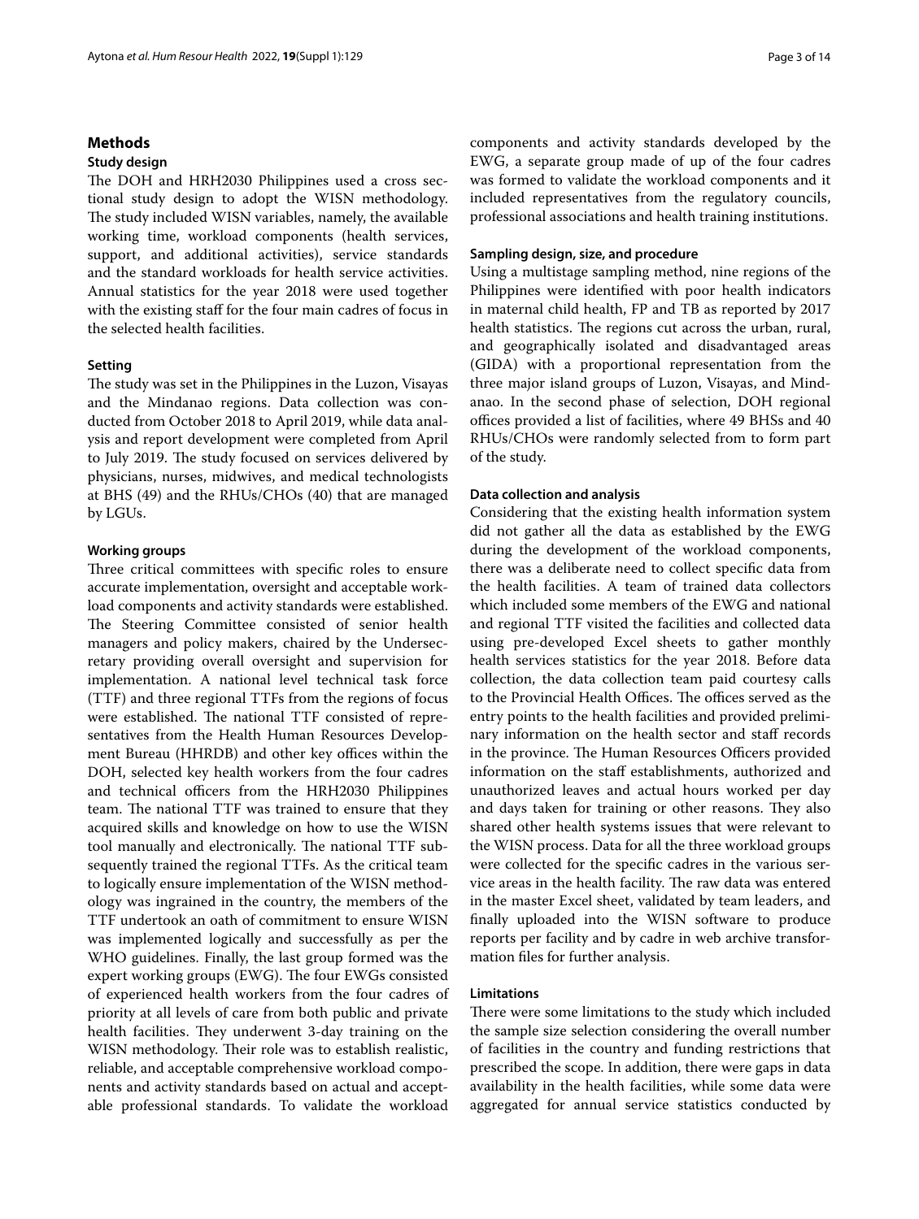## Methods

### Study design

The DOH and HRH2030 Philippines used a cross sectional study design to adopt the WISN methodology. The study included WISN variables, namely, the available working time, workload components (health services, support, and additional activities), service standards and the standard workloads for health service activities. Annual statistics for the year 2018 were used together with the existing staff for the four main cadres of focus in the selected health facilities.

### Setting

The study was set in the Philippines in the Luzon, Visayas and the Mindanao regions. Data collection was conducted from October 2018 to April 2019, while data analysis and report development were completed from April to July 2019. The study focused on services delivered by physicians, nurses, midwives, and medical technologists at BHS (49) and the RHUs/CHOs (40) that are managed by LGUs.

### Working groups

Three critical committees with specific roles to ensure accurate implementation, oversight and acceptable workload components and activity standards were established. The Steering Committee consisted of senior health managers and policy makers, chaired by the Undersecretary providing overall oversight and supervision for implementation. A national level technical task force (TTF) and three regional TTFs from the regions of focus were established. The national TTF consisted of representatives from the Health Human Resources Development Bureau (HHRDB) and other key offices within the DOH, selected key health workers from the four cadres and technical officers from the HRH2030 Philippines team. The national TTF was trained to ensure that they acquired skills and knowledge on how to use the WISN tool manually and electronically. The national TTF subsequently trained the regional TTFs. As the critical team to logically ensure implementation of the WISN methodology was ingrained in the country, the members of the TTF undertook an oath of commitment to ensure WISN was implemented logically and successfully as per the WHO guidelines. Finally, the last group formed was the expert working groups (EWG). The four EWGs consisted of experienced health workers from the four cadres of priority at all levels of care from both public and private health facilities. They underwent 3-day training on the WISN methodology. Their role was to establish realistic, reliable, and acceptable comprehensive workload components and activity standards based on actual and acceptable professional standards. To validate the workload components and activity standards developed by the EWG, a separate group made of up of the four cadres was formed to validate the workload components and it included representatives from the regulatory councils, professional associations and health training institutions.

### Sampling design, size, and procedure

Using a multistage sampling method, nine regions of the Philippines were identified with poor health indicators in maternal child health, FP and TB as reported by 2017 health statistics. The regions cut across the urban, rural, and geographically isolated and disadvantaged areas (GIDA) with a proportional representation from the three major island groups of Luzon, Visayas, and Mindanao. In the second phase of selection, DOH regional offices provided a list of facilities, where 49 BHSs and 40 RHUs/CHOs were randomly selected from to form part of the study.

### Data collection and analysis

Considering that the existing health information system did not gather all the data as established by the EWG during the development of the workload components, there was a deliberate need to collect specific data from the health facilities. A team of trained data collectors which included some members of the EWG and national and regional TTF visited the facilities and collected data using pre-developed Excel sheets to gather monthly health services statistics for the year 2018. Before data collection, the data collection team paid courtesy calls to the Provincial Health Offices. The offices served as the entry points to the health facilities and provided preliminary information on the health sector and staff records in the province. The Human Resources Officers provided information on the staff establishments, authorized and unauthorized leaves and actual hours worked per day and days taken for training or other reasons. They also shared other health systems issues that were relevant to the WISN process. Data for all the three workload groups were collected for the specific cadres in the various service areas in the health facility. The raw data was entered in the master Excel sheet, validated by team leaders, and finally uploaded into the WISN software to produce reports per facility and by cadre in web archive transformation files for further analysis.

### Limitations

There were some limitations to the study which included the sample size selection considering the overall number of facilities in the country and funding restrictions that prescribed the scope. In addition, there were gaps in data availability in the health facilities, while some data were aggregated for annual service statistics conducted by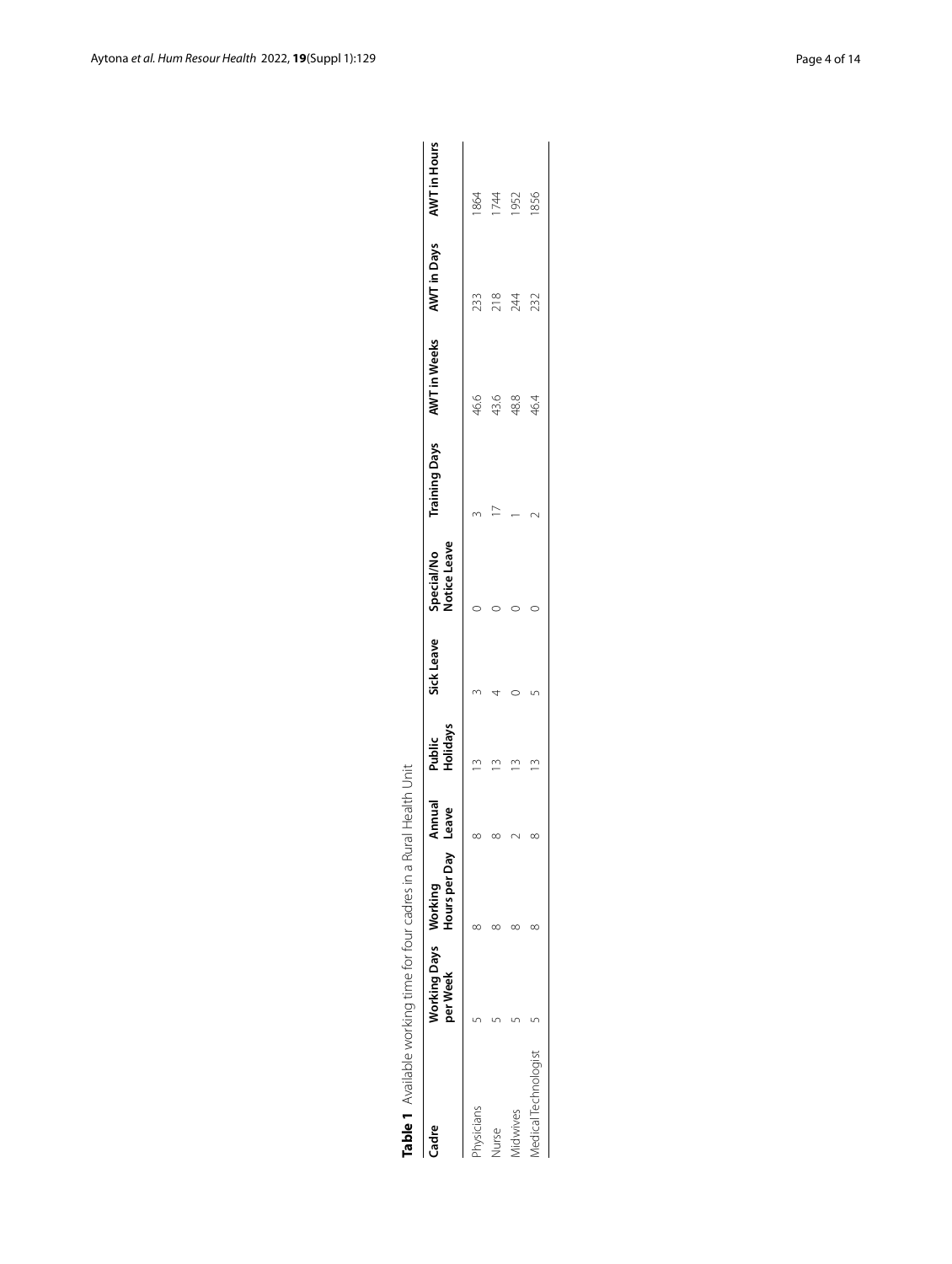**Table 1** Available working time for four cadres in a Rural Health Unit

| Cadre | Working Days per Week | Working Hours per Day | Annual Leave | Public Holidays | Sick Leave | Special/No Notice Leave | Training Days | AWT in Weeks | AWT in Days | AWT in Hours |
|---|---|---|---|---|---|---|---|---|---|---|
| Physicians | 5 | 8 | 8 | 13 | 3 | 0 | 3 | 46.6 | 233 | 1864 |
| Nurse | 5 | 8 | 8 | 13 | 4 | 0 | 17 | 43.6 | 218 | 1744 |
| Midwives | 5 | 8 | 2 | 13 | 0 | 0 | 1 | 48.8 | 244 | 1952 |
| Medical Technologist | 5 | 8 | 8 | 13 | 5 | 0 | 2 | 46.4 | 232 | 1856 |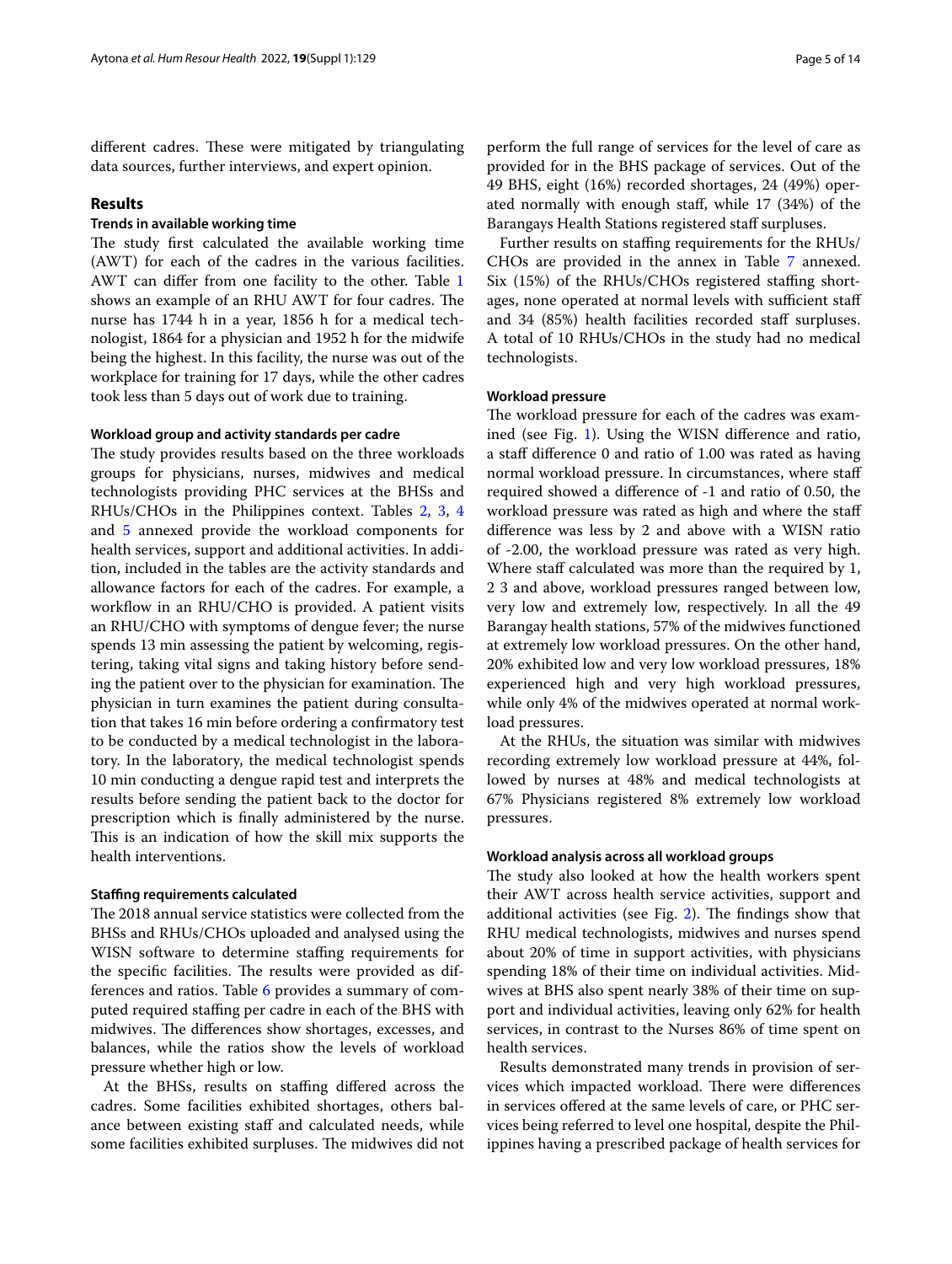different cadres. These were mitigated by triangulating data sources, further interviews, and expert opinion.

## Results

### Trends in available working time

The study first calculated the available working time (AWT) for each of the cadres in the various facilities. AWT can differ from one facility to the other. Table 1 shows an example of an RHU AWT for four cadres. The nurse has 1744 h in a year, 1856 h for a medical technologist, 1864 for a physician and 1952 h for the midwife being the highest. In this facility, the nurse was out of the workplace for training for 17 days, while the other cadres took less than 5 days out of work due to training.

### Workload group and activity standards per cadre

The study provides results based on the three workloads groups for physicians, nurses, midwives and medical technologists providing PHC services at the BHSs and RHUs/CHOs in the Philippines context. Tables 2, 3, 4 and 5 annexed provide the workload components for health services, support and additional activities. In addition, included in the tables are the activity standards and allowance factors for each of the cadres. For example, a workflow in an RHU/CHO is provided. A patient visits an RHU/CHO with symptoms of dengue fever; the nurse spends 13 min assessing the patient by welcoming, registering, taking vital signs and taking history before sending the patient over to the physician for examination. The physician in turn examines the patient during consultation that takes 16 min before ordering a confirmatory test to be conducted by a medical technologist in the laboratory. In the laboratory, the medical technologist spends 10 min conducting a dengue rapid test and interprets the results before sending the patient back to the doctor for prescription which is finally administered by the nurse. This is an indication of how the skill mix supports the health interventions.

### Staffing requirements calculated

The 2018 annual service statistics were collected from the BHSs and RHUs/CHOs uploaded and analysed using the WISN software to determine staffing requirements for the specific facilities. The results were provided as differences and ratios. Table 6 provides a summary of computed required staffing per cadre in each of the BHS with midwives. The differences show shortages, excesses, and balances, while the ratios show the levels of workload pressure whether high or low.

At the BHSs, results on staffing differed across the cadres. Some facilities exhibited shortages, others balance between existing staff and calculated needs, while some facilities exhibited surpluses. The midwives did not perform the full range of services for the level of care as provided for in the BHS package of services. Out of the 49 BHS, eight (16%) recorded shortages, 24 (49%) operated normally with enough staff, while 17 (34%) of the Barangays Health Stations registered staff surpluses.

Further results on staffing requirements for the RHUs/CHOs are provided in the annex in Table 7 annexed. Six (15%) of the RHUs/CHOs registered staffing shortages, none operated at normal levels with sufficient staff and 34 (85%) health facilities recorded staff surpluses. A total of 10 RHUs/CHOs in the study had no medical technologists.

### Workload pressure

The workload pressure for each of the cadres was examined (see Fig. 1). Using the WISN difference and ratio, a staff difference 0 and ratio of 1.00 was rated as having normal workload pressure. In circumstances, where staff required showed a difference of -1 and ratio of 0.50, the workload pressure was rated as high and where the staff difference was less by 2 and above with a WISN ratio of -2.00, the workload pressure was rated as very high. Where staff calculated was more than the required by 1, 2 3 and above, workload pressures ranged between low, very low and extremely low, respectively. In all the 49 Barangay health stations, 57% of the midwives functioned at extremely low workload pressures. On the other hand, 20% exhibited low and very low workload pressures, 18% experienced high and very high workload pressures, while only 4% of the midwives operated at normal workload pressures.

At the RHUs, the situation was similar with midwives recording extremely low workload pressure at 44%, followed by nurses at 48% and medical technologists at 67% Physicians registered 8% extremely low workload pressures.

### Workload analysis across all workload groups

The study also looked at how the health workers spent their AWT across health service activities, support and additional activities (see Fig. 2). The findings show that RHU medical technologists, midwives and nurses spend about 20% of time in support activities, with physicians spending 18% of their time on individual activities. Midwives at BHS also spent nearly 38% of their time on support and individual activities, leaving only 62% for health services, in contrast to the Nurses 86% of time spent on health services.

Results demonstrated many trends in provision of services which impacted workload. There were differences in services offered at the same levels of care, or PHC services being referred to level one hospital, despite the Philippines having a prescribed package of health services for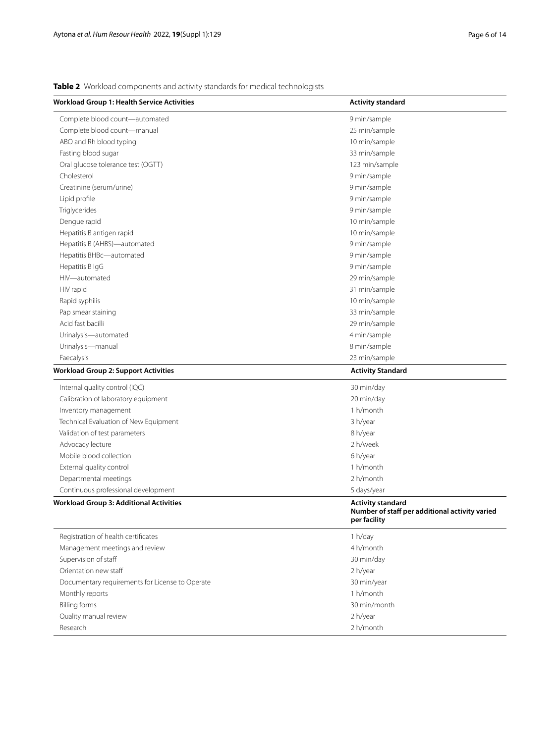**Table 2** Workload components and activity standards for medical technologists

| Workload Group 1: Health Service Activities | Activity standard |
|---|---|
| Complete blood count—automated | 9 min/sample |
| Complete blood count—manual | 25 min/sample |
| ABO and Rh blood typing | 10 min/sample |
| Fasting blood sugar | 33 min/sample |
| Oral glucose tolerance test (OGTT) | 123 min/sample |
| Cholesterol | 9 min/sample |
| Creatinine (serum/urine) | 9 min/sample |
| Lipid profile | 9 min/sample |
| Triglycerides | 9 min/sample |
| Dengue rapid | 10 min/sample |
| Hepatitis B antigen rapid | 10 min/sample |
| Hepatitis B (AHBS)—automated | 9 min/sample |
| Hepatitis BHBc—automated | 9 min/sample |
| Hepatitis B IgG | 9 min/sample |
| HIV—automated | 29 min/sample |
| HIV rapid | 31 min/sample |
| Rapid syphilis | 10 min/sample |
| Pap smear staining | 33 min/sample |
| Acid fast bacilli | 29 min/sample |
| Urinalysis—automated | 4 min/sample |
| Urinalysis—manual | 8 min/sample |
| Faecalysis | 23 min/sample |
| **Workload Group 2: Support Activities** | **Activity Standard** |
| Internal quality control (IQC) | 30 min/day |
| Calibration of laboratory equipment | 20 min/day |
| Inventory management | 1 h/month |
| Technical Evaluation of New Equipment | 3 h/year |
| Validation of test parameters | 8 h/year |
| Advocacy lecture | 2 h/week |
| Mobile blood collection | 6 h/year |
| External quality control | 1 h/month |
| Departmental meetings | 2 h/month |
| Continuous professional development | 5 days/year |
| **Workload Group 3: Additional Activities** | **Activity standard Number of staff per additional activity varied per facility** |
| Registration of health certificates | 1 h/day |
| Management meetings and review | 4 h/month |
| Supervision of staff | 30 min/day |
| Orientation new staff | 2 h/year |
| Documentary requirements for License to Operate | 30 min/year |
| Monthly reports | 1 h/month |
| Billing forms | 30 min/month |
| Quality manual review | 2 h/year |
| Research | 2 h/month |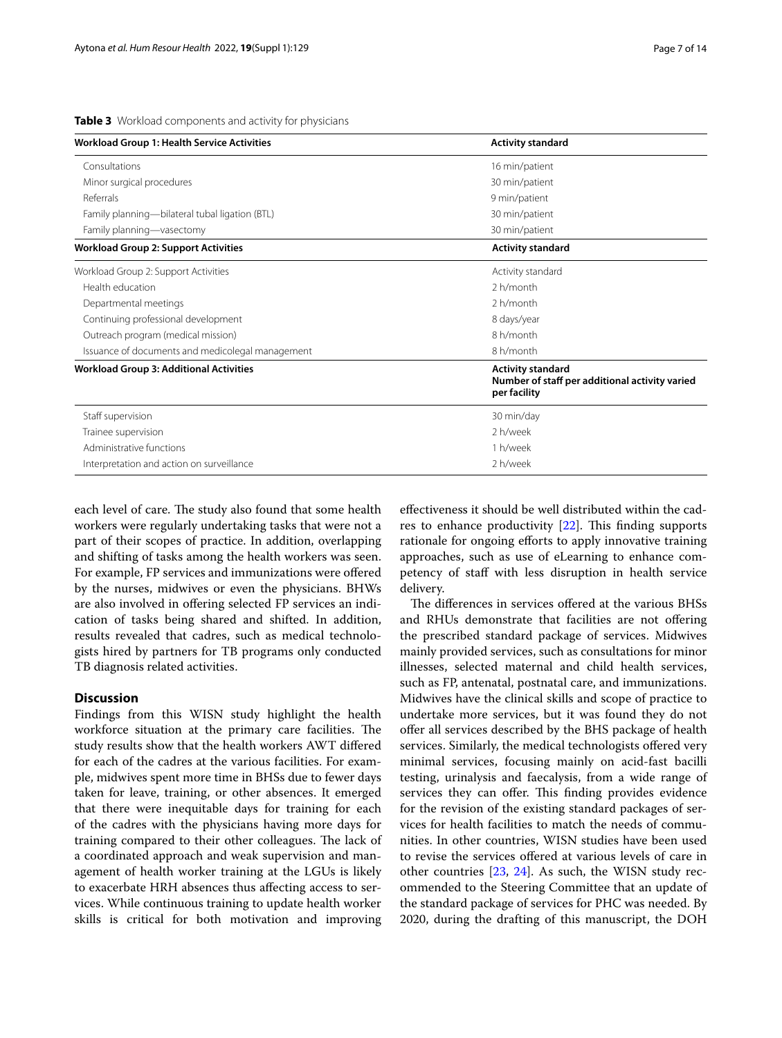**Table 3** Workload components and activity for physicians

| Workload Group 1: Health Service Activities | Activity standard |
|---|---|
| Consultations | 16 min/patient |
| Minor surgical procedures | 30 min/patient |
| Referrals | 9 min/patient |
| Family planning—bilateral tubal ligation (BTL) | 30 min/patient |
| Family planning—vasectomy | 30 min/patient |
| **Workload Group 2: Support Activities** | **Activity standard** |
| Workload Group 2: Support Activities | Activity standard |
| Health education | 2 h/month |
| Departmental meetings | 2 h/month |
| Continuing professional development | 8 days/year |
| Outreach program (medical mission) | 8 h/month |
| Issuance of documents and medicolegal management | 8 h/month |
| **Workload Group 3: Additional Activities** | **Activity standard Number of staff per additional activity varied per facility** |
| Staff supervision | 30 min/day |
| Trainee supervision | 2 h/week |
| Administrative functions | 1 h/week |
| Interpretation and action on surveillance | 2 h/week |

each level of care. The study also found that some health workers were regularly undertaking tasks that were not a part of their scopes of practice. In addition, overlapping and shifting of tasks among the health workers was seen. For example, FP services and immunizations were offered by the nurses, midwives or even the physicians. BHWs are also involved in offering selected FP services an indication of tasks being shared and shifted. In addition, results revealed that cadres, such as medical technologists hired by partners for TB programs only conducted TB diagnosis related activities.

## Discussion

Findings from this WISN study highlight the health workforce situation at the primary care facilities. The study results show that the health workers AWT differed for each of the cadres at the various facilities. For example, midwives spent more time in BHSs due to fewer days taken for leave, training, or other absences. It emerged that there were inequitable days for training for each of the cadres with the physicians having more days for training compared to their other colleagues. The lack of a coordinated approach and weak supervision and management of health worker training at the LGUs is likely to exacerbate HRH absences thus affecting access to services. While continuous training to update health worker skills is critical for both motivation and improving effectiveness it should be well distributed within the cadres to enhance productivity [22]. This finding supports rationale for ongoing efforts to apply innovative training approaches, such as use of eLearning to enhance competency of staff with less disruption in health service delivery.

The differences in services offered at the various BHSs and RHUs demonstrate that facilities are not offering the prescribed standard package of services. Midwives mainly provided services, such as consultations for minor illnesses, selected maternal and child health services, such as FP, antenatal, postnatal care, and immunizations. Midwives have the clinical skills and scope of practice to undertake more services, but it was found they do not offer all services described by the BHS package of health services. Similarly, the medical technologists offered very minimal services, focusing mainly on acid-fast bacilli testing, urinalysis and faecalysis, from a wide range of services they can offer. This finding provides evidence for the revision of the existing standard packages of services for health facilities to match the needs of communities. In other countries, WISN studies have been used to revise the services offered at various levels of care in other countries [23, 24]. As such, the WISN study recommended to the Steering Committee that an update of the standard package of services for PHC was needed. By 2020, during the drafting of this manuscript, the DOH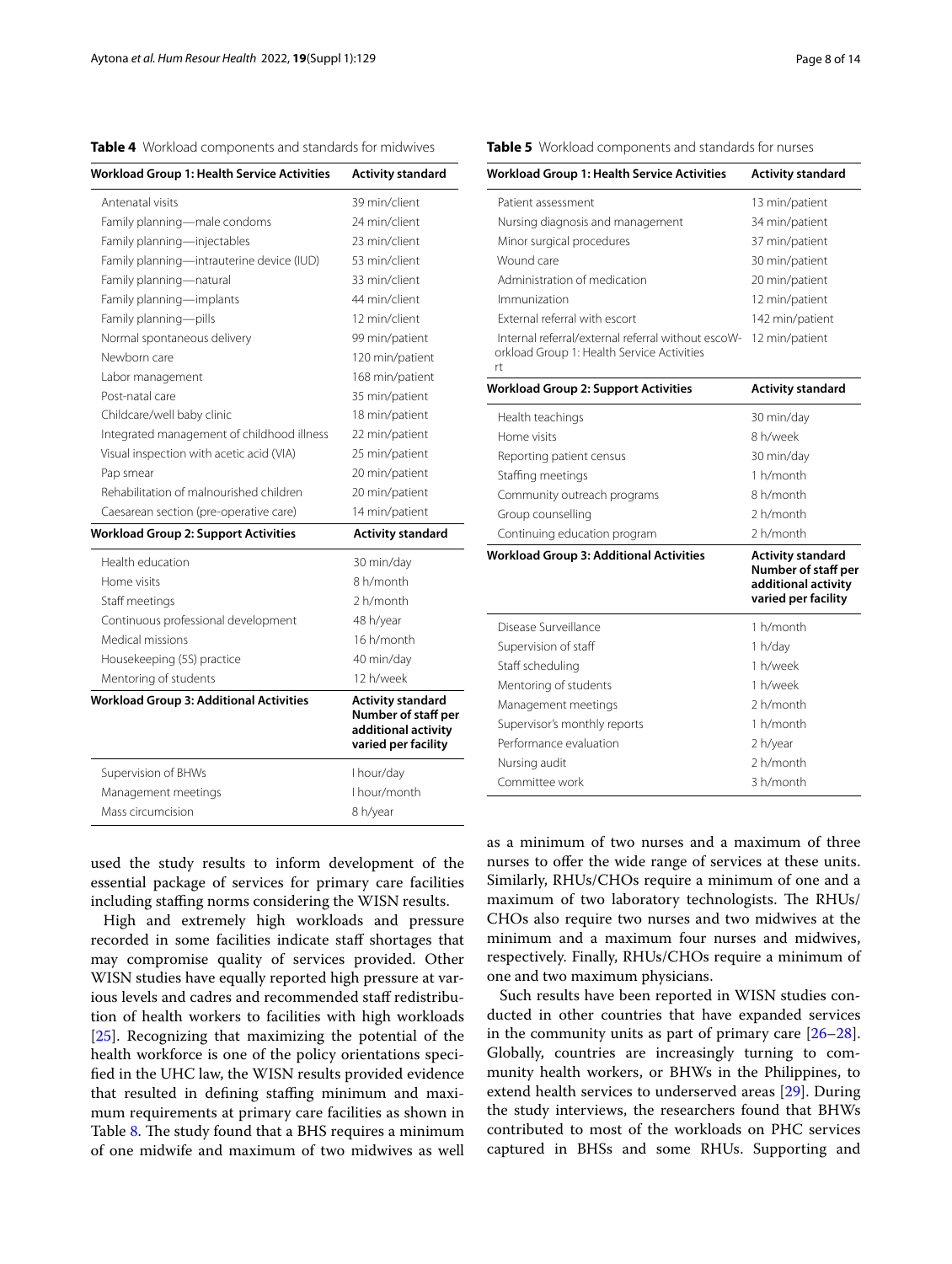**Table 4** Workload components and standards for midwives

| Workload Group 1: Health Service Activities | Activity standard |
|---|---|
| Antenatal visits | 39 min/client |
| Family planning—male condoms | 24 min/client |
| Family planning—injectables | 23 min/client |
| Family planning—intrauterine device (IUD) | 53 min/client |
| Family planning—natural | 33 min/client |
| Family planning—implants | 44 min/client |
| Family planning—pills | 12 min/client |
| Normal spontaneous delivery | 99 min/patient |
| Newborn care | 120 min/patient |
| Labor management | 168 min/patient |
| Post-natal care | 35 min/patient |
| Childcare/well baby clinic | 18 min/patient |
| Integrated management of childhood illness | 22 min/patient |
| Visual inspection with acetic acid (VIA) | 25 min/patient |
| Pap smear | 20 min/patient |
| Rehabilitation of malnourished children | 20 min/patient |
| Caesarean section (pre-operative care) | 14 min/patient |
| **Workload Group 2: Support Activities** | **Activity standard** |
| Health education | 30 min/day |
| Home visits | 8 h/month |
| Staff meetings | 2 h/month |
| Continuous professional development | 48 h/year |
| Medical missions | 16 h/month |
| Housekeeping (5S) practice | 40 min/day |
| Mentoring of students | 12 h/week |
| **Workload Group 3: Additional Activities** | **Activity standard Number of staff per additional activity varied per facility** |
| Supervision of BHWs | l hour/day |
| Management meetings | l hour/month |
| Mass circumcision | 8 h/year |

**Table 5** Workload components and standards for nurses

| Workload Group 1: Health Service Activities | Activity standard |
|---|---|
| Patient assessment | 13 min/patient |
| Nursing diagnosis and management | 34 min/patient |
| Minor surgical procedures | 37 min/patient |
| Wound care | 30 min/patient |
| Administration of medication | 20 min/patient |
| Immunization | 12 min/patient |
| External referral with escort | 142 min/patient |
| Internal referral/external referral without escoWorkload Group 1: Health Service Activities rt | 12 min/patient |
| **Workload Group 2: Support Activities** | **Activity standard** |
| Health teachings | 30 min/day |
| Home visits | 8 h/week |
| Reporting patient census | 30 min/day |
| Staffing meetings | 1 h/month |
| Community outreach programs | 8 h/month |
| Group counselling | 2 h/month |
| Continuing education program | 2 h/month |
| **Workload Group 3: Additional Activities** | **Activity standard Number of staff per additional activity varied per facility** |
| Disease Surveillance | 1 h/month |
| Supervision of staff | 1 h/day |
| Staff scheduling | 1 h/week |
| Mentoring of students | 1 h/week |
| Management meetings | 2 h/month |
| Supervisor's monthly reports | 1 h/month |
| Performance evaluation | 2 h/year |
| Nursing audit | 2 h/month |
| Committee work | 3 h/month |

used the study results to inform development of the essential package of services for primary care facilities including staffing norms considering the WISN results.

High and extremely high workloads and pressure recorded in some facilities indicate staff shortages that may compromise quality of services provided. Other WISN studies have equally reported high pressure at various levels and cadres and recommended staff redistribution of health workers to facilities with high workloads [25]. Recognizing that maximizing the potential of the health workforce is one of the policy orientations specified in the UHC law, the WISN results provided evidence that resulted in defining staffing minimum and maximum requirements at primary care facilities as shown in Table 8. The study found that a BHS requires a minimum of one midwife and maximum of two midwives as well as a minimum of two nurses and a maximum of three nurses to offer the wide range of services at these units. Similarly, RHUs/CHOs require a minimum of one and a maximum of two laboratory technologists. The RHUs/CHOs also require two nurses and two midwives at the minimum and a maximum four nurses and midwives, respectively. Finally, RHUs/CHOs require a minimum of one and two maximum physicians.

Such results have been reported in WISN studies conducted in other countries that have expanded services in the community units as part of primary care [26–28]. Globally, countries are increasingly turning to community health workers, or BHWs in the Philippines, to extend health services to underserved areas [29]. During the study interviews, the researchers found that BHWs contributed to most of the workloads on PHC services captured in BHSs and some RHUs. Supporting and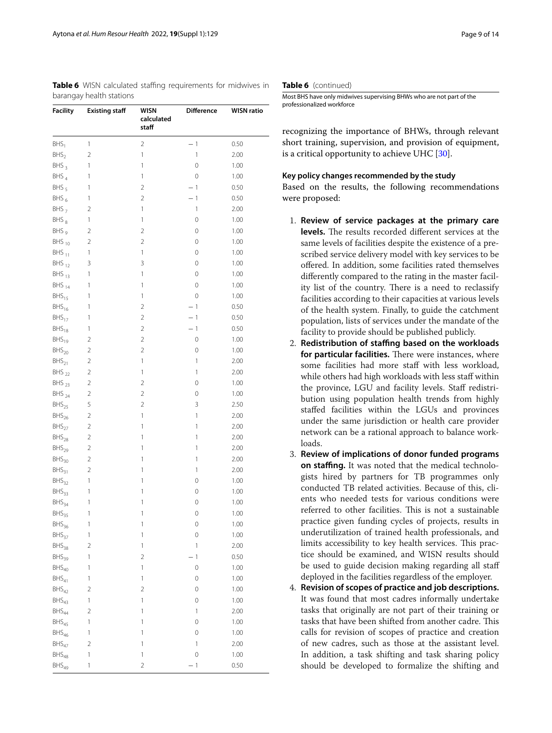**Table 6** WISN calculated staffing requirements for midwives in barangay health stations

| Facility | Existing staff | WISN calculated staff | Difference | WISN ratio |
|---|---|---|---|---|
| $BHS_1$ | 1 | 2 | −1 | 0.50 |
| $BHS_2$ | 2 | 1 | 1 | 2.00 |
| $BHS_3$ | 1 | 1 | 0 | 1.00 |
| $BHS_4$ | 1 | 1 | 0 | 1.00 |
| $BHS_5$ | 1 | 2 | −1 | 0.50 |
| $BHS_6$ | 1 | 2 | −1 | 0.50 |
| $BHS_7$ | 2 | 1 | 1 | 2.00 |
| $BHS_8$ | 1 | 1 | 0 | 1.00 |
| $BHS_9$ | 2 | 2 | 0 | 1.00 |
| $BHS_{10}$ | 2 | 2 | 0 | 1.00 |
| $BHS_{11}$ | 1 | 1 | 0 | 1.00 |
| $BHS_{12}$ | 3 | 3 | 0 | 1.00 |
| $BHS_{13}$ | 1 | 1 | 0 | 1.00 |
| $BHS_{14}$ | 1 | 1 | 0 | 1.00 |
| $BHS_{15}$ | 1 | 1 | 0 | 1.00 |
| $BHS_{16}$ | 1 | 2 | −1 | 0.50 |
| $BHS_{17}$ | 1 | 2 | −1 | 0.50 |
| $BHS_{18}$ | 1 | 2 | −1 | 0.50 |
| $BHS_{19}$ | 2 | 2 | 0 | 1.00 |
| $BHS_{20}$ | 2 | 2 | 0 | 1.00 |
| $BHS_{21}$ | 2 | 1 | 1 | 2.00 |
| $BHS_{22}$ | 2 | 1 | 1 | 2.00 |
| $BHS_{23}$ | 2 | 2 | 0 | 1.00 |
| $BHS_{24}$ | 2 | 2 | 0 | 1.00 |
| $BHS_{25}$ | 5 | 2 | 3 | 2.50 |
| $BHS_{26}$ | 2 | 1 | 1 | 2.00 |
| $BHS_{27}$ | 2 | 1 | 1 | 2.00 |
| $BHS_{28}$ | 2 | 1 | 1 | 2.00 |
| $BHS_{29}$ | 2 | 1 | 1 | 2.00 |
| $BHS_{30}$ | 2 | 1 | 1 | 2.00 |
| $BHS_{31}$ | 2 | 1 | 1 | 2.00 |
| $BHS_{32}$ | 1 | 1 | 0 | 1.00 |
| $BHS_{33}$ | 1 | 1 | 0 | 1.00 |
| $BHS_{34}$ | 1 | 1 | 0 | 1.00 |
| $BHS_{35}$ | 1 | 1 | 0 | 1.00 |
| $BHS_{36}$ | 1 | 1 | 0 | 1.00 |
| $BHS_{37}$ | 1 | 1 | 0 | 1.00 |
| $BHS_{38}$ | 2 | 1 | 1 | 2.00 |
| $BHS_{39}$ | 1 | 2 | −1 | 0.50 |
| $BHS_{40}$ | 1 | 1 | 0 | 1.00 |
| $BHS_{41}$ | 1 | 1 | 0 | 1.00 |
| $BHS_{42}$ | 2 | 2 | 0 | 1.00 |
| $BHS_{43}$ | 1 | 1 | 0 | 1.00 |
| $BHS_{44}$ | 2 | 1 | 1 | 2.00 |
| $BHS_{45}$ | 1 | 1 | 0 | 1.00 |
| $BHS_{46}$ | 1 | 1 | 0 | 1.00 |
| $BHS_{47}$ | 2 | 1 | 1 | 2.00 |
| $BHS_{48}$ | 1 | 1 | 0 | 1.00 |
| $BHS_{49}$ | 1 | 2 | −1 | 0.50 |

Most BHS have only midwives supervising BHWs who are not part of the professionalized workforce

recognizing the importance of BHWs, through relevant short training, supervision, and provision of equipment, is a critical opportunity to achieve UHC [30].

### Key policy changes recommended by the study

Based on the results, the following recommendations were proposed:

1. **Review of service packages at the primary care levels.** The results recorded different services at the same levels of facilities despite the existence of a prescribed service delivery model with key services to be offered. In addition, some facilities rated themselves differently compared to the rating in the master facility list of the country. There is a need to reclassify facilities according to their capacities at various levels of the health system. Finally, to guide the catchment population, lists of services under the mandate of the facility to provide should be published publicly.
2. **Redistribution of staffing based on the workloads for particular facilities.** There were instances, where some facilities had more staff with less workload, while others had high workloads with less staff within the province, LGU and facility levels. Staff redistribution using population health trends from highly staffed facilities within the LGUs and provinces under the same jurisdiction or health care provider network can be a rational approach to balance workloads.
3. **Review of implications of donor funded programs on staffing.** It was noted that the medical technologists hired by partners for TB programmes only conducted TB related activities. Because of this, clients who needed tests for various conditions were referred to other facilities. This is not a sustainable practice given funding cycles of projects, results in underutilization of trained health professionals, and limits accessibility to key health services. This practice should be examined, and WISN results should be used to guide decision making regarding all staff deployed in the facilities regardless of the employer.
4. **Revision of scopes of practice and job descriptions.** It was found that most cadres informally undertake tasks that originally are not part of their training or tasks that have been shifted from another cadre. This calls for revision of scopes of practice and creation of new cadres, such as those at the assistant level. In addition, a task shifting and task sharing policy should be developed to formalize the shifting and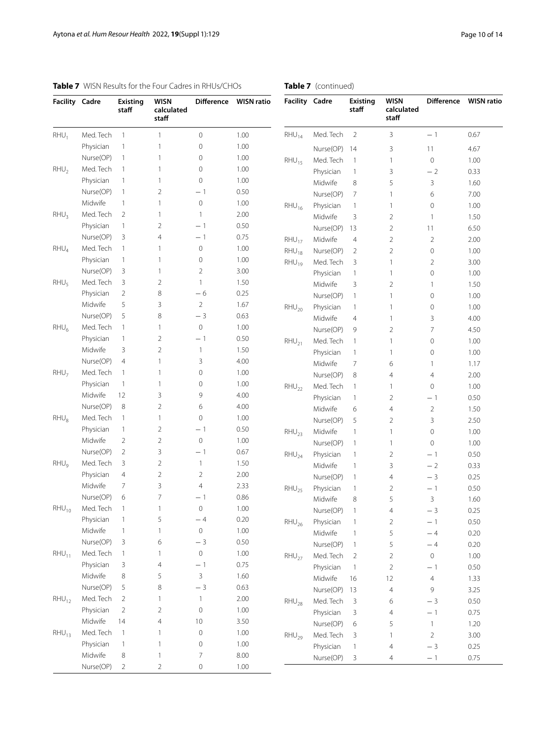**Table 7** WISN Results for the Four Cadres in RHUs/CHOs

| Facility | Cadre | Existing staff | WISN calculated staff | Difference | WISN ratio |
|---|---|---|---|---|---|
| $RHU_1$ | Med. Tech | 1 | 1 | 0 | 1.00 |
| | Physician | 1 | 1 | 0 | 1.00 |
| | Nurse(OP) | 1 | 1 | 0 | 1.00 |
| $RHU_2$ | Med. Tech | 1 | 1 | 0 | 1.00 |
| | Physician | 1 | 1 | 0 | 1.00 |
| | Nurse(OP) | 1 | 2 | −1 | 0.50 |
| | Midwife | 1 | 1 | 0 | 1.00 |
| $RHU_3$ | Med. Tech | 2 | 1 | 1 | 2.00 |
| | Physician | 1 | 2 | −1 | 0.50 |
| | Nurse(OP) | 3 | 4 | −1 | 0.75 |
| $RHU_4$ | Med. Tech | 1 | 1 | 0 | 1.00 |
| | Physician | 1 | 1 | 0 | 1.00 |
| | Nurse(OP) | 3 | 1 | 2 | 3.00 |
| $RHU_5$ | Med. Tech | 3 | 2 | 1 | 1.50 |
| | Physician | 2 | 8 | −6 | 0.25 |
| | Midwife | 5 | 3 | 2 | 1.67 |
| | Nurse(OP) | 5 | 8 | −3 | 0.63 |
| $RHU_6$ | Med. Tech | 1 | 1 | 0 | 1.00 |
| | Physician | 1 | 2 | −1 | 0.50 |
| | Midwife | 3 | 2 | 1 | 1.50 |
| | Nurse(OP) | 4 | 1 | 3 | 4.00 |
| $RHU_7$ | Med. Tech | 1 | 1 | 0 | 1.00 |
| | Physician | 1 | 1 | 0 | 1.00 |
| | Midwife | 12 | 3 | 9 | 4.00 |
| | Nurse(OP) | 8 | 2 | 6 | 4.00 |
| $RHU_8$ | Med. Tech | 1 | 1 | 0 | 1.00 |
| | Physician | 1 | 2 | −1 | 0.50 |
| | Midwife | 2 | 2 | 0 | 1.00 |
| | Nurse(OP) | 2 | 3 | −1 | 0.67 |
| $RHU_9$ | Med. Tech | 3 | 2 | 1 | 1.50 |
| | Physician | 4 | 2 | 2 | 2.00 |
| | Midwife | 7 | 3 | 4 | 2.33 |
| | Nurse(OP) | 6 | 7 | −1 | 0.86 |
| $RHU_{10}$ | Med. Tech | 1 | 1 | 0 | 1.00 |
| | Physician | 1 | 5 | −4 | 0.20 |
| | Midwife | 1 | 1 | 0 | 1.00 |
| | Nurse(OP) | 3 | 6 | −3 | 0.50 |
| $RHU_{11}$ | Med. Tech | 1 | 1 | 0 | 1.00 |
| | Physician | 3 | 4 | −1 | 0.75 |
| | Midwife | 8 | 5 | 3 | 1.60 |
| | Nurse(OP) | 5 | 8 | −3 | 0.63 |
| $RHU_{12}$ | Med. Tech | 2 | 1 | 1 | 2.00 |
| | Physician | 2 | 2 | 0 | 1.00 |
| | Midwife | 14 | 4 | 10 | 3.50 |
| $RHU_{13}$ | Med. Tech | 1 | 1 | 0 | 1.00 |
| | Physician | 1 | 1 | 0 | 1.00 |
| | Midwife | 8 | 1 | 7 | 8.00 |
| | Nurse(OP) | 2 | 2 | 0 | 1.00 |
| $RHU_{14}$ | Med. Tech | 2 | 3 | −1 | 0.67 |
| | Nurse(OP) | 14 | 3 | 11 | 4.67 |
| $RHU_{15}$ | Med. Tech | 1 | 1 | 0 | 1.00 |
| | Physician | 1 | 3 | −2 | 0.33 |
| | Midwife | 8 | 5 | 3 | 1.60 |
| | Nurse(OP) | 7 | 1 | 6 | 7.00 |
| $RHU_{16}$ | Physician | 1 | 1 | 0 | 1.00 |
| | Midwife | 3 | 2 | 1 | 1.50 |
| | Nurse(OP) | 13 | 2 | 11 | 6.50 |
| $RHU_{17}$ | Midwife | 4 | 2 | 2 | 2.00 |
| $RHU_{18}$ | Nurse(OP) | 2 | 2 | 0 | 1.00 |
| $RHU_{19}$ | Med. Tech | 3 | 1 | 2 | 3.00 |
| | Physician | 1 | 1 | 0 | 1.00 |
| | Midwife | 3 | 2 | 1 | 1.50 |
| | Nurse(OP) | 1 | 1 | 0 | 1.00 |
| $RHU_{20}$ | Physician | 1 | 1 | 0 | 1.00 |
| | Midwife | 4 | 1 | 3 | 4.00 |
| | Nurse(OP) | 9 | 2 | 7 | 4.50 |
| $RHU_{21}$ | Med. Tech | 1 | 1 | 0 | 1.00 |
| | Physician | 1 | 1 | 0 | 1.00 |
| | Midwife | 7 | 6 | 1 | 1.17 |
| | Nurse(OP) | 8 | 4 | 4 | 2.00 |
| $RHU_{22}$ | Med. Tech | 1 | 1 | 0 | 1.00 |
| | Physician | 1 | 2 | −1 | 0.50 |
| | Midwife | 6 | 4 | 2 | 1.50 |
| | Nurse(OP) | 5 | 2 | 3 | 2.50 |
| $RHU_{23}$ | Midwife | 1 | 1 | 0 | 1.00 |
| | Nurse(OP) | 1 | 1 | 0 | 1.00 |
| $RHU_{24}$ | Physician | 1 | 2 | −1 | 0.50 |
| | Midwife | 1 | 3 | −2 | 0.33 |
| | Nurse(OP) | 1 | 4 | −3 | 0.25 |
| $RHU_{25}$ | Physician | 1 | 2 | −1 | 0.50 |
| | Midwife | 8 | 5 | 3 | 1.60 |
| | Nurse(OP) | 1 | 4 | −3 | 0.25 |
| $RHU_{26}$ | Physician | 1 | 2 | −1 | 0.50 |
| | Midwife | 1 | 5 | −4 | 0.20 |
| | Nurse(OP) | 1 | 5 | −4 | 0.20 |
| $RHU_{27}$ | Med. Tech | 2 | 2 | 0 | 1.00 |
| | Physician | 1 | 2 | −1 | 0.50 |
| | Midwife | 16 | 12 | 4 | 1.33 |
| | Nurse(OP) | 13 | 4 | 9 | 3.25 |
| $RHU_{28}$ | Med. Tech | 3 | 6 | −3 | 0.50 |
| | Physician | 3 | 4 | −1 | 0.75 |
| | Nurse(OP) | 6 | 5 | 1 | 1.20 |
| $RHU_{29}$ | Med. Tech | 3 | 1 | 2 | 3.00 |
| | Physician | 1 | 4 | −3 | 0.25 |
| | Nurse(OP) | 3 | 4 | −1 | 0.75 |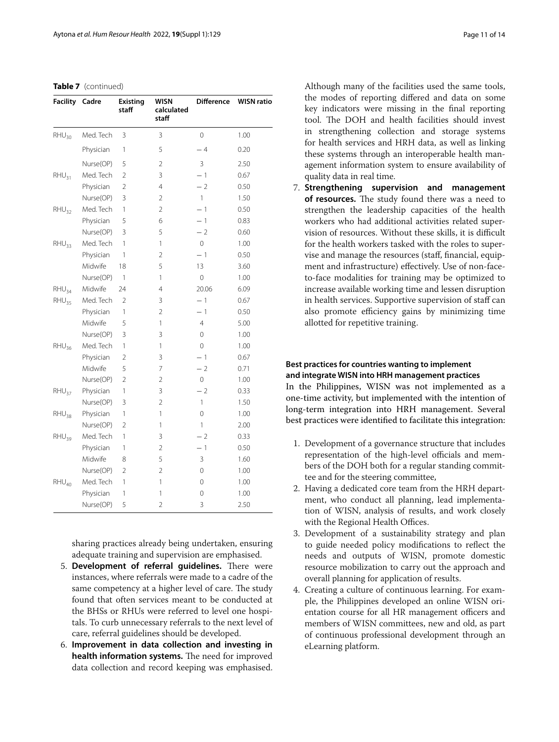**Table 7** (continued)

| Facility | Cadre | Existing staff | WISN calculated staff | Difference | WISN ratio |
|---|---|---|---|---|---|
| $RHU_{30}$ | Med. Tech | 3 | 3 | 0 | 1.00 |
| | Physician | 1 | 5 | − 4 | 0.20 |
| | Nurse(OP) | 5 | 2 | 3 | 2.50 |
| $RHU_{31}$ | Med. Tech | 2 | 3 | − 1 | 0.67 |
| | Physician | 2 | 4 | − 2 | 0.50 |
| | Nurse(OP) | 3 | 2 | 1 | 1.50 |
| $RHU_{32}$ | Med. Tech | 1 | 2 | − 1 | 0.50 |
| | Physician | 5 | 6 | − 1 | 0.83 |
| | Nurse(OP) | 3 | 5 | − 2 | 0.60 |
| $RHU_{33}$ | Med. Tech | 1 | 1 | 0 | 1.00 |
| | Physician | 1 | 2 | − 1 | 0.50 |
| | Midwife | 18 | 5 | 13 | 3.60 |
| | Nurse(OP) | 1 | 1 | 0 | 1.00 |
| $RHU_{34}$ | Midwife | 24 | 4 | 20.06 | 6.09 |
| $RHU_{35}$ | Med. Tech | 2 | 3 | − 1 | 0.67 |
| | Physician | 1 | 2 | − 1 | 0.50 |
| | Midwife | 5 | 1 | 4 | 5.00 |
| | Nurse(OP) | 3 | 3 | 0 | 1.00 |
| $RHU_{36}$ | Med. Tech | 1 | 1 | 0 | 1.00 |
| | Physician | 2 | 3 | − 1 | 0.67 |
| | Midwife | 5 | 7 | − 2 | 0.71 |
| | Nurse(OP) | 2 | 2 | 0 | 1.00 |
| $RHU_{37}$ | Physician | 1 | 3 | − 2 | 0.33 |
| | Nurse(OP) | 3 | 2 | 1 | 1.50 |
| $RHU_{38}$ | Physician | 1 | 1 | 0 | 1.00 |
| | Nurse(OP) | 2 | 1 | 1 | 2.00 |
| $RHU_{39}$ | Med. Tech | 1 | 3 | − 2 | 0.33 |
| | Physician | 1 | 2 | − 1 | 0.50 |
| | Midwife | 8 | 5 | 3 | 1.60 |
| | Nurse(OP) | 2 | 2 | 0 | 1.00 |
| $RHU_{40}$ | Med. Tech | 1 | 1 | 0 | 1.00 |
| | Physician | 1 | 1 | 0 | 1.00 |
| | Nurse(OP) | 5 | 2 | 3 | 2.50 |

sharing practices already being undertaken, ensuring adequate training and supervision are emphasised.

5. **Development of referral guidelines.** There were instances, where referrals were made to a cadre of the same competency at a higher level of care. The study found that often services meant to be conducted at the BHSs or RHUs were referred to level one hospitals. To curb unnecessary referrals to the next level of care, referral guidelines should be developed.
6. **Improvement in data collection and investing in health information systems.** The need for improved data collection and record keeping was emphasised. Although many of the facilities used the same tools, the modes of reporting differed and data on some key indicators were missing in the final reporting tool. The DOH and health facilities should invest in strengthening collection and storage systems for health services and HRH data, as well as linking these systems through an interoperable health management information system to ensure availability of quality data in real time.
7. **Strengthening supervision and management of resources.** The study found there was a need to strengthen the leadership capacities of the health workers who had additional activities related supervision of resources. Without these skills, it is difficult for the health workers tasked with the roles to supervise and manage the resources (staff, financial, equipment and infrastructure) effectively. Use of non-face-to-face modalities for training may be optimized to increase available working time and lessen disruption in health services. Supportive supervision of staff can also promote efficiency gains by minimizing time allotted for repetitive training.

### Best practices for countries wanting to implement and integrate WISN into HRH management practices

In the Philippines, WISN was not implemented as a one-time activity, but implemented with the intention of long-term integration into HRH management. Several best practices were identified to facilitate this integration:

1. Development of a governance structure that includes representation of the high-level officials and members of the DOH both for a regular standing committee and for the steering committee,
2. Having a dedicated core team from the HRH department, who conduct all planning, lead implementation of WISN, analysis of results, and work closely with the Regional Health Offices.
3. Development of a sustainability strategy and plan to guide needed policy modifications to reflect the needs and outputs of WISN, promote domestic resource mobilization to carry out the approach and overall planning for application of results.
4. Creating a culture of continuous learning. For example, the Philippines developed an online WISN orientation course for all HR management officers and members of WISN committees, new and old, as part of continuous professional development through an eLearning platform.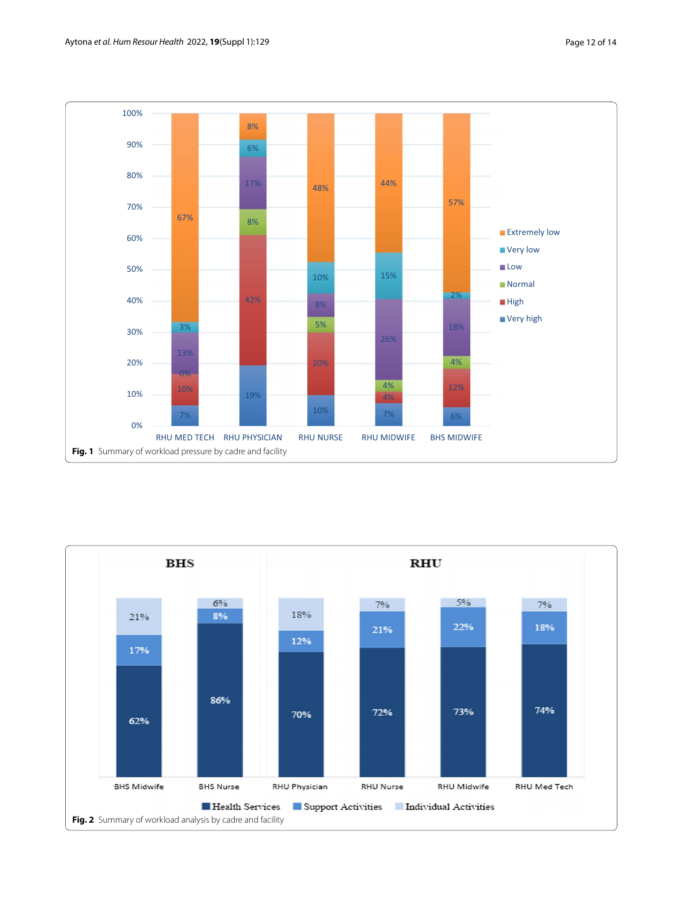**Fig. 1** Summary of workload pressure by cadre and facility

**Fig. 2** Summary of workload analysis by cadre and facility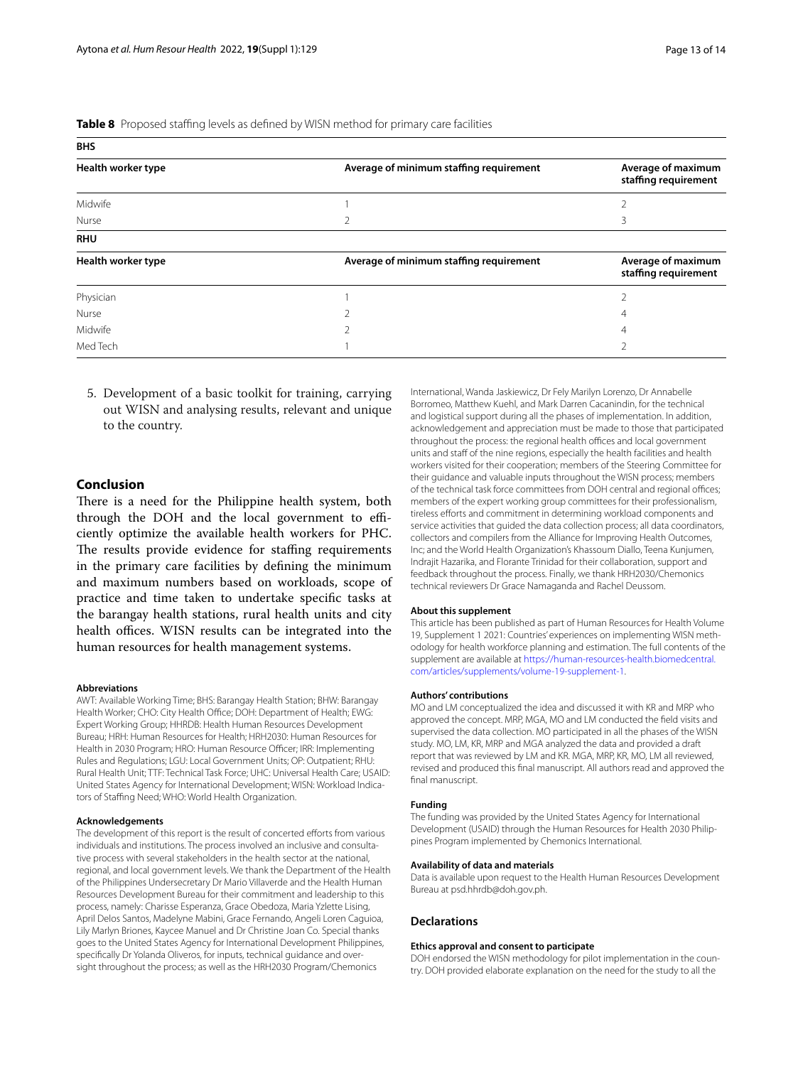**Table 8** Proposed staffing levels as defined by WISN method for primary care facilities

| **BHS** | | |
|---|---|---|
| **Health worker type** | **Average of minimum staffing requirement** | **Average of maximum staffing requirement** |
| Midwife | 1 | 2 |
| Nurse | 2 | 3 |
| **RHU** | | |
| **Health worker type** | **Average of minimum staffing requirement** | **Average of maximum staffing requirement** |
| Physician | 1 | 2 |
| Nurse | 2 | 4 |
| Midwife | 2 | 4 |
| Med Tech | 1 | 2 |

5. Development of a basic toolkit for training, carrying out WISN and analysing results, relevant and unique to the country.

## Conclusion

There is a need for the Philippine health system, both through the DOH and the local government to efficiently optimize the available health workers for PHC. The results provide evidence for staffing requirements in the primary care facilities by defining the minimum and maximum numbers based on workloads, scope of practice and time taken to undertake specific tasks at the barangay health stations, rural health units and city health offices. WISN results can be integrated into the human resources for health management systems.

#### Abbreviations

AWT: Available Working Time; BHS: Barangay Health Station; BHW: Barangay Health Worker; CHO: City Health Office; DOH: Department of Health; EWG: Expert Working Group; HHRDB: Health Human Resources Development Bureau; HRH: Human Resources for Health; HRH2030: Human Resources for Health in 2030 Program; HRO: Human Resource Officer; IRR: Implementing Rules and Regulations; LGU: Local Government Units; OP: Outpatient; RHU: Rural Health Unit; TTF: Technical Task Force; UHC: Universal Health Care; USAID: United States Agency for International Development; WISN: Workload Indicators of Staffing Need; WHO: World Health Organization.

#### Acknowledgements

The development of this report is the result of concerted efforts from various individuals and institutions. The process involved an inclusive and consultative process with several stakeholders in the health sector at the national, regional, and local government levels. We thank the Department of the Health of the Philippines Undersecretary Dr Mario Villaverde and the Health Human Resources Development Bureau for their commitment and leadership to this process, namely: Charisse Esperanza, Grace Obedoza, Maria Yzlette Lising, April Delos Santos, Madelyne Mabini, Grace Fernando, Angeli Loren Caguioa, Lily Marlyn Briones, Kaycee Manuel and Dr Christine Joan Co. Special thanks goes to the United States Agency for International Development Philippines, specifically Dr Yolanda Oliveros, for inputs, technical guidance and oversight throughout the process; as well as the HRH2030 Program/Chemonics International, Wanda Jaskiewicz, Dr Fely Marilyn Lorenzo, Dr Annabelle Borromeo, Matthew Kuehl, and Mark Darren Cacanindin, for the technical and logistical support during all the phases of implementation. In addition, acknowledgement and appreciation must be made to those that participated throughout the process: the regional health offices and local government units and staff of the nine regions, especially the health facilities and health workers visited for their cooperation; members of the Steering Committee for their guidance and valuable inputs throughout the WISN process; members of the technical task force committees from DOH central and regional offices; members of the expert working group committees for their professionalism, tireless efforts and commitment in determining workload components and service activities that guided the data collection process; all data coordinators, collectors and compilers from the Alliance for Improving Health Outcomes, Inc; and the World Health Organization's Khassoum Diallo, Teena Kunjumen, Indrajit Hazarika, and Florante Trinidad for their collaboration, support and feedback throughout the process. Finally, we thank HRH2030/Chemonics technical reviewers Dr Grace Namaganda and Rachel Deussom.

#### About this supplement

This article has been published as part of Human Resources for Health Volume 19, Supplement 1 2021: Countries' experiences on implementing WISN methodology for health workforce planning and estimation. The full contents of the supplement are available at https://human-resources-health.biomedcentral.com/articles/supplements/volume-19-supplement-1.

#### Authors' contributions

MO and LM conceptualized the idea and discussed it with KR and MRP who approved the concept. MRP, MGA, MO and LM conducted the field visits and supervised the data collection. MO participated in all the phases of the WISN study. MO, LM, KR, MRP and MGA analyzed the data and provided a draft report that was reviewed by LM and KR. MGA, MRP, KR, MO, LM all reviewed, revised and produced this final manuscript. All authors read and approved the final manuscript.

#### Funding

The funding was provided by the United States Agency for International Development (USAID) through the Human Resources for Health 2030 Philippines Program implemented by Chemonics International.

#### Availability of data and materials

Data is available upon request to the Health Human Resources Development Bureau at psd.hhrdb@doh.gov.ph.

## Declarations

#### Ethics approval and consent to participate

DOH endorsed the WISN methodology for pilot implementation in the country. DOH provided elaborate explanation on the need for the study to all the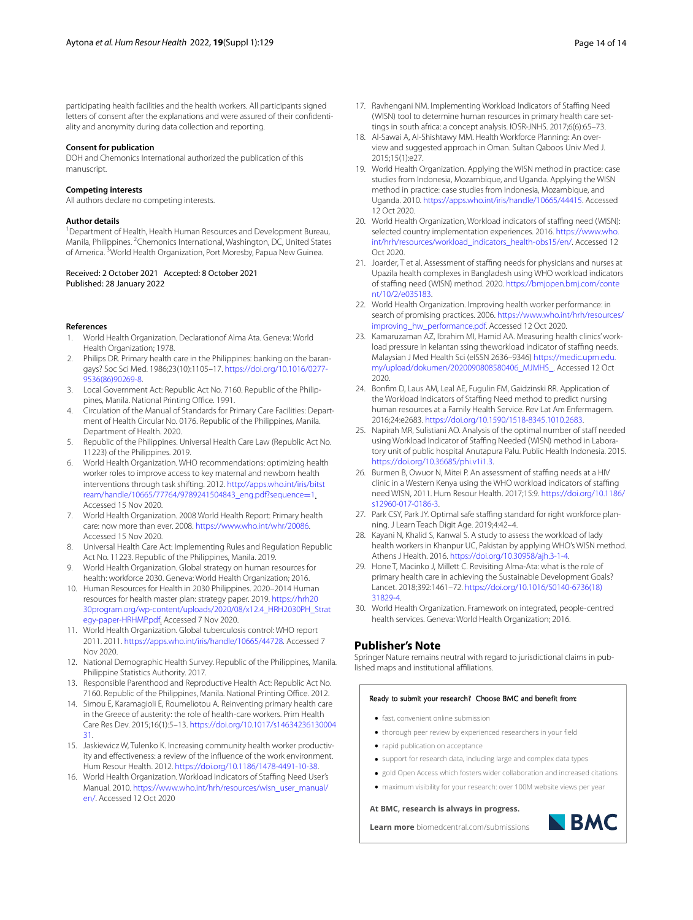participating health facilities and the health workers. All participants signed letters of consent after the explanations and were assured of their confidentiality and anonymity during data collection and reporting.

### Consent for publication

DOH and Chemonics International authorized the publication of this manuscript.

### Competing interests

All authors declare no competing interests.

### Author details

[1]Department of Health, Health Human Resources and Development Bureau, Manila, Philippines. [2]Chemonics International, Washington, DC, United States of America. [3]World Health Organization, Port Moresby, Papua New Guinea.

Received: 2 October 2021 Accepted: 8 October 2021
Published: 28 January 2022

### References

1. World Health Organization. Declarationof Alma Ata. Geneva: World Health Organization; 1978.
2. Philips DR. Primary health care in the Philippines: banking on the barangays? Soc Sci Med. 1986;23(10):1105–17. https://doi.org/10.1016/0277-9536(86)90269-8.
3. Local Government Act: Republic Act No. 7160. Republic of the Philippines, Manila. National Printing Office. 1991.
4. Circulation of the Manual of Standards for Primary Care Facilities: Department of Health Circular No. 0176. Republic of the Philippines, Manila. Department of Health. 2020.
5. Republic of the Philippines. Universal Health Care Law (Republic Act No. 11223) of the Philippines. 2019.
6. World Health Organization. WHO recommendations: optimizing health worker roles to improve access to key maternal and newborn health interventions through task shifting. 2012. http://apps.who.int/iris/bitstream/handle/10665/77764/9789241504843_eng.pdf?sequence=1. Accessed 15 Nov 2020.
7. World Health Organization. 2008 World Health Report: Primary health care: now more than ever. 2008. https://www.who.int/whr/20086. Accessed 15 Nov 2020.
8. Universal Health Care Act: Implementing Rules and Regulation Republic Act No. 11223. Republic of the Philippines, Manila. 2019.
9. World Health Organization. Global strategy on human resources for health: workforce 2030. Geneva: World Health Organization; 2016.
10. Human Resources for Health in 2030 Philippines. 2020–2014 Human resources for health master plan: strategy paper. 2019. https://hrh2030program.org/wp-content/uploads/2020/08/x12.4_HRH2030PH_Strategy-paper-HRHMP.pdf. Accessed 7 Nov 2020.
11. World Health Organization. Global tuberculosis control: WHO report 2011. 2011. https://apps.who.int/iris/handle/10665/44728. Accessed 7 Nov 2020.
12. National Demographic Health Survey. Republic of the Philippines, Manila. Philippine Statistics Authority. 2017.
13. Responsible Parenthood and Reproductive Health Act: Republic Act No. 7160. Republic of the Philippines, Manila. National Printing Office. 2012.
14. Simou E, Karamagioli E, Roumeliotou A. Reinventing primary health care in the Greece of austerity: the role of health-care workers. Prim Health Care Res Dev. 2015;16(1):5–13. https://doi.org/10.1017/s1463423613000431.
15. Jaskiewicz W, Tulenko K. Increasing community health worker productivity and effectiveness: a review of the influence of the work environment. Hum Resour Health. 2012. https://doi.org/10.1186/1478-4491-10-38.
16. World Health Organization. Workload Indicators of Staffing Need User's Manual. 2010. https://www.who.int/hrh/resources/wisn_user_manual/en/. Accessed 12 Oct 2020
17. Ravhengani NM. Implementing Workload Indicators of Staffing Need (WISN) tool to determine human resources in primary health care settings in south africa: a concept analysis. IOSR-JNHS. 2017;6(6):65–73.
18. Al-Sawai A, Al-Shishtawy MM. Health Workforce Planning: An overview and suggested approach in Oman. Sultan Qaboos Univ Med J. 2015;15(1):e27.
19. World Health Organization. Applying the WISN method in practice: case studies from Indonesia, Mozambique, and Uganda. Applying the WISN method in practice: case studies from Indonesia, Mozambique, and Uganda. 2010. https://apps.who.int/iris/handle/10665/44415. Accessed 12 Oct 2020.
20. World Health Organization, Workload indicators of staffing need (WISN): selected country implementation experiences. 2016. https://www.who.int/hrh/resources/workload_indicators_health-obs15/en/. Accessed 12 Oct 2020.
21. Joarder, T et al. Assessment of staffing needs for physicians and nurses at Upazila health complexes in Bangladesh using WHO workload indicators of staffing need (WISN) method. 2020. https://bmjopen.bmj.com/content/10/2/e035183.
22. World Health Organization. Improving health worker performance: in search of promising practices. 2006. https://www.who.int/hrh/resources/improving_hw_performance.pdf. Accessed 12 Oct 2020.
23. Kamaruzaman AZ, Ibrahim MI, Hamid AA. Measuring health clinics' workload pressure in kelantan ssing theworkload indicator of staffing needs. Malaysian J Med Health Sci (eISSN 2636–9346) https://medic.upm.edu.my/upload/dokumen/2020090808580406_MJMHS_. Accessed 12 Oct 2020.
24. Bonfim D, Laus AM, Leal AE, Fugulin FM, Gaidzinski RR. Application of the Workload Indicators of Staffing Need method to predict nursing human resources at a Family Health Service. Rev Lat Am Enfermagem. 2016;24:e2683. https://doi.org/10.1590/1518-8345.1010.2683.
25. Napirah MR, Sulistiani AO. Analysis of the optimal number of staff needed using Workload Indicator of Staffing Needed (WISN) method in Laboratory unit of public hospital Anutapura Palu. Public Health Indonesia. 2015. https://doi.org/10.36685/phi.v1i1.3.
26. Burmen B, Owuor N, Mitei P. An assessment of staffing needs at a HIV clinic in a Western Kenya using the WHO workload indicators of staffing need WISN, 2011. Hum Resour Health. 2017;15:9. https://doi.org/10.1186/s12960-017-0186-3.
27. Park CSY, Park JY. Optimal safe staffing standard for right workforce planning. J Learn Teach Digit Age. 2019;4:42–4.
28. Kayani N, Khalid S, Kanwal S. A study to assess the workload of lady health workers in Khanpur UC, Pakistan by applying WHO's WISN method. Athens J Health. 2016. https://doi.org/10.30958/ajh.3-1-4.
29. Hone T, Macinko J, Millett C. Revisiting Alma-Ata: what is the role of primary health care in achieving the Sustainable Development Goals? Lancet. 2018;392:1461–72. https://doi.org/10.1016/S0140-6736(18)31829-4.
30. World Health Organization. Framework on integrated, people-centred health services. Geneva: World Health Organization; 2016.

## Publisher's Note

Springer Nature remains neutral with regard to jurisdictional claims in published maps and institutional affiliations.

Ready to submit your research? Choose BMC and benefit from:

- fast, convenient online submission
- thorough peer review by experienced researchers in your field
- rapid publication on acceptance
- support for research data, including large and complex data types
- gold Open Access which fosters wider collaboration and increased citations
- maximum visibility for your research: over 100M website views per year

**At BMC, research is always in progress.**

**Learn more** biomedcentral.com/submissions

BMC